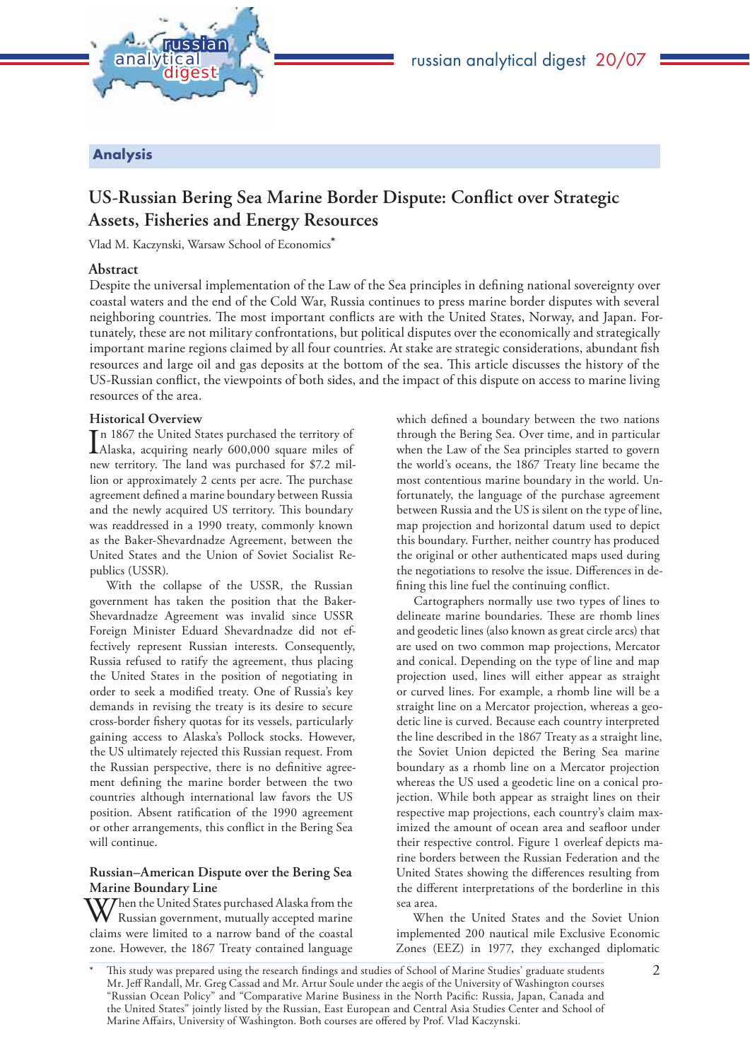## Analysis

# US-Russian Bering Sea Marine Border Dispute: Conflict over Strategic Assets, Fisheries and Energy Resources

Vlad M. Kaczynski, Warsaw School of Economics*

### Abstract

Despite the universal implementation of the Law of the Sea principles in defining national sovereignty over coastal waters and the end of the Cold War, Russia continues to press marine border disputes with several neighboring countries. The most important conflicts are with the United States, Norway, and Japan. Fortunately, these are not military confrontations, but political disputes over the economically and strategically important marine regions claimed by all four countries. At stake are strategic considerations, abundant fish resources and large oil and gas deposits at the bottom of the sea. This article discusses the history of the US-Russian conflict, the viewpoints of both sides, and the impact of this dispute on access to marine living resources of the area.

### Historical Overview

In 1867 the United States purchased the territory of Alaska, acquiring nearly 600,000 square miles of new territory. The land was purchased for $7.2 million or approximately 2 cents per acre. The purchase agreement defined a marine boundary between Russia and the newly acquired US territory. This boundary was readdressed in a 1990 treaty, commonly known as the Baker-Shevardnadze Agreement, between the United States and the Union of Soviet Socialist Republics (USSR).

With the collapse of the USSR, the Russian government has taken the position that the Baker-Shevardnadze Agreement was invalid since USSR Foreign Minister Eduard Shevardnadze did not effectively represent Russian interests. Consequently, Russia refused to ratify the agreement, thus placing the United States in the position of negotiating in order to seek a modified treaty. One of Russia's key demands in revising the treaty is its desire to secure cross-border fishery quotas for its vessels, particularly gaining access to Alaska's Pollock stocks. However, the US ultimately rejected this Russian request. From the Russian perspective, there is no definitive agreement defining the marine border between the two countries although international law favors the US position. Absent ratification of the 1990 agreement or other arrangements, this conflict in the Bering Sea will continue.

### Russian–American Dispute over the Bering Sea Marine Boundary Line

When the United States purchased Alaska from the Russian government, mutually accepted marine claims were limited to a narrow band of the coastal zone. However, the 1867 Treaty contained language which defined a boundary between the two nations through the Bering Sea. Over time, and in particular when the Law of the Sea principles started to govern the world's oceans, the 1867 Treaty line became the most contentious marine boundary in the world. Unfortunately, the language of the purchase agreement between Russia and the US is silent on the type of line, map projection and horizontal datum used to depict this boundary. Further, neither country has produced the original or other authenticated maps used during the negotiations to resolve the issue. Differences in defining this line fuel the continuing conflict.

Cartographers normally use two types of lines to delineate marine boundaries. These are rhomb lines and geodetic lines (also known as great circle arcs) that are used on two common map projections, Mercator and conical. Depending on the type of line and map projection used, lines will either appear as straight or curved lines. For example, a rhomb line will be a straight line on a Mercator projection, whereas a geodetic line is curved. Because each country interpreted the line described in the 1867 Treaty as a straight line, the Soviet Union depicted the Bering Sea marine boundary as a rhomb line on a Mercator projection whereas the US used a geodetic line on a conical projection. While both appear as straight lines on their respective map projections, each country's claim maximized the amount of ocean area and seafloor under their respective control. Figure 1 overleaf depicts marine borders between the Russian Federation and the United States showing the differences resulting from the different interpretations of the borderline in this sea area.

When the United States and the Soviet Union implemented 200 nautical mile Exclusive Economic Zones (EEZ) in 1977, they exchanged diplomatic

\* This study was prepared using the research findings and studies of School of Marine Studies' graduate students Mr. Jeff Randall, Mr. Greg Cassad and Mr. Artur Soule under the aegis of the University of Washington courses "Russian Ocean Policy" and "Comparative Marine Business in the North Pacific: Russia, Japan, Canada and the United States" jointly listed by the Russian, East European and Central Asia Studies Center and School of Marine Affairs, University of Washington. Both courses are offered by Prof. Vlad Kaczynski.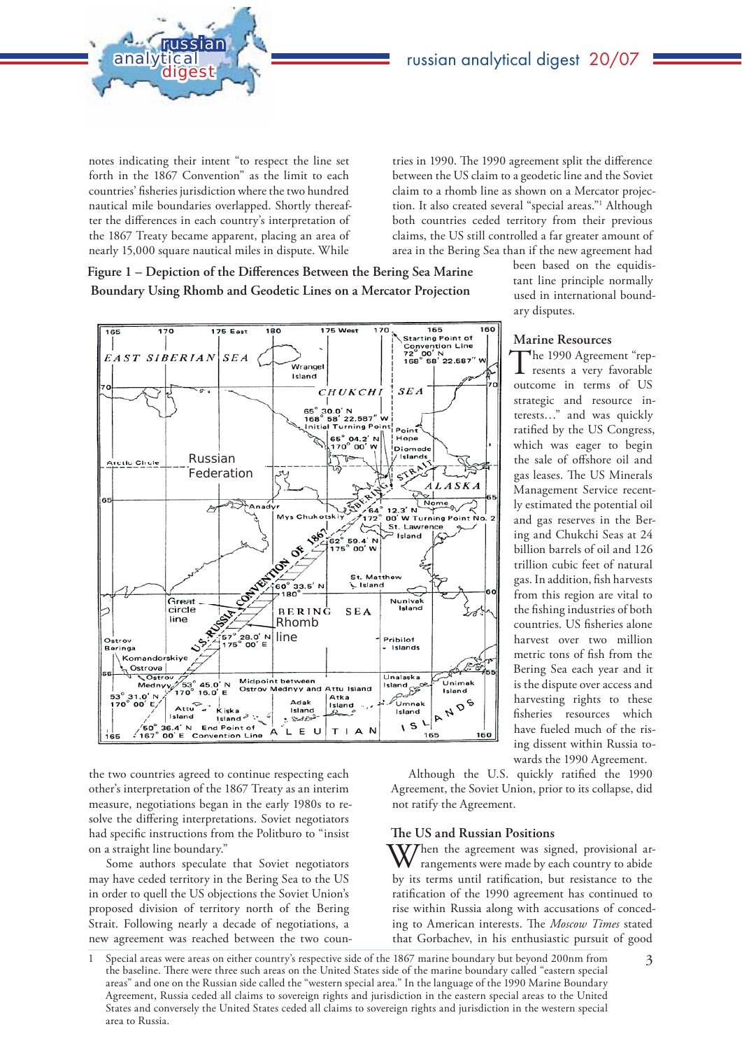notes indicating their intent "to respect the line set forth in the 1867 Convention" as the limit to each countries' fisheries jurisdiction where the two hundred nautical mile boundaries overlapped. Shortly thereafter the differences in each country's interpretation of the 1867 Treaty became apparent, placing an area of nearly 15,000 square nautical miles in dispute. While the two countries agreed to continue respecting each other's interpretation of the 1867 Treaty as an interim measure, negotiations began in the early 1980s to resolve the differing interpretations. Soviet negotiators had specific instructions from the Politburo to "insist on a straight line boundary."

Some authors speculate that Soviet negotiators may have ceded territory in the Bering Sea to the US in order to quell the US objections the Soviet Union's proposed division of territory north of the Bering Strait. Following nearly a decade of negotiations, a new agreement was reached between the two countries in 1990. The 1990 agreement split the difference between the US claim to a geodetic line and the Soviet claim to a rhomb line as shown on a Mercator projection. It also created several "special areas."[1] Although both countries ceded territory from their previous claims, the US still controlled a far greater amount of area in the Bering Sea than if the new agreement had been based on the equidistant line principle normally used in international boundary disputes.

**Figure 1 – Depiction of the Differences Between the Bering Sea Marine Boundary Using Rhomb and Geodetic Lines on a Mercator Projection**

## Marine Resources

The 1990 Agreement "represents a very favorable outcome in terms of US strategic and resource interests…" and was quickly ratified by the US Congress, which was eager to begin the sale of offshore oil and gas leases. The US Minerals Management Service recently estimated the potential oil and gas reserves in the Bering and Chukchi Seas at 24 billion barrels of oil and 126 trillion cubic feet of natural gas. In addition, fish harvests from this region are vital to the fishing industries of both countries. US fisheries alone harvest over two million metric tons of fish from the Bering Sea each year and it is the dispute over access and harvesting rights to these fisheries resources which have fueled much of the rising dissent within Russia towards the 1990 Agreement.

Although the U.S. quickly ratified the 1990 Agreement, the Soviet Union, prior to its collapse, did not ratify the Agreement.

## The US and Russian Positions

When the agreement was signed, provisional arrangements were made by each country to abide by its terms until ratification, but resistance to the ratification of the 1990 agreement has continued to rise within Russia along with accusations of conceding to American interests. The *Moscow Times* stated that Gorbachev, in his enthusiastic pursuit of good

1 Special areas were areas on either country's respective side of the 1867 marine boundary but beyond 200nm from the baseline. There were three such areas on the United States side of the marine boundary called "eastern special areas" and one on the Russian side called the "western special area." In the language of the 1990 Marine Boundary Agreement, Russia ceded all claims to sovereign rights and jurisdiction in the eastern special areas to the United States and conversely the United States ceded all claims to sovereign rights and jurisdiction in the western special area to Russia.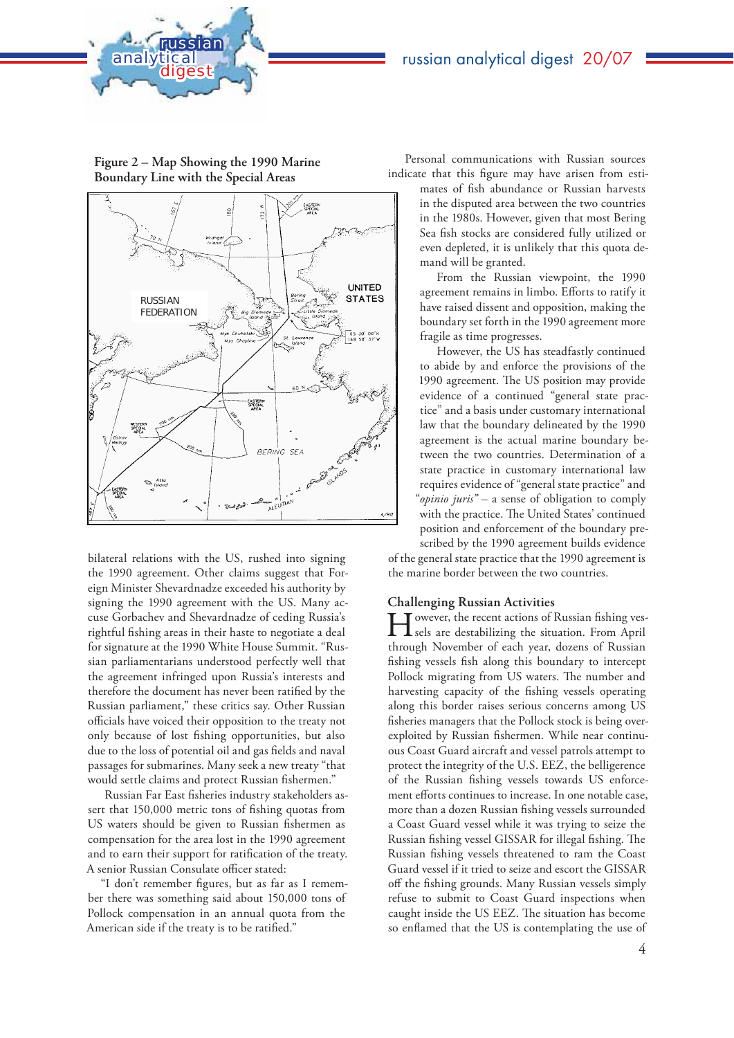**Figure 2 – Map Showing the 1990 Marine Boundary Line with the Special Areas**

bilateral relations with the US, rushed into signing the 1990 agreement. Other claims suggest that Foreign Minister Shevardnadze exceeded his authority by signing the 1990 agreement with the US. Many accuse Gorbachev and Shevardnadze of ceding Russia's rightful fishing areas in their haste to negotiate a deal for signature at the 1990 White House Summit. "Russian parliamentarians understood perfectly well that the agreement infringed upon Russia's interests and therefore the document has never been ratified by the Russian parliament," these critics say. Other Russian officials have voiced their opposition to the treaty not only because of lost fishing opportunities, but also due to the loss of potential oil and gas fields and naval passages for submarines. Many seek a new treaty "that would settle claims and protect Russian fishermen."

Russian Far East fisheries industry stakeholders assert that 150,000 metric tons of fishing quotas from US waters should be given to Russian fishermen as compensation for the area lost in the 1990 agreement and to earn their support for ratification of the treaty. A senior Russian Consulate officer stated:

"I don't remember figures, but as far as I remember there was something said about 150,000 tons of Pollock compensation in an annual quota from the American side if the treaty is to be ratified."

Personal communications with Russian sources indicate that this figure may have arisen from estimates of fish abundance or Russian harvests in the disputed area between the two countries in the 1980s. However, given that most Bering Sea fish stocks are considered fully utilized or even depleted, it is unlikely that this quota demand will be granted.

From the Russian viewpoint, the 1990 agreement remains in limbo. Efforts to ratify it have raised dissent and opposition, making the boundary set forth in the 1990 agreement more fragile as time progresses.

However, the US has steadfastly continued to abide by and enforce the provisions of the 1990 agreement. The US position may provide evidence of a continued "general state practice" and a basis under customary international law that the boundary delineated by the 1990 agreement is the actual marine boundary between the two countries. Determination of a state practice in customary international law requires evidence of "general state practice" and "*opinio juris*" – a sense of obligation to comply with the practice. The United States' continued position and enforcement of the boundary prescribed by the 1990 agreement builds evidence of the general state practice that the 1990 agreement is the marine border between the two countries.

## Challenging Russian Activities

However, the recent actions of Russian fishing vessels are destabilizing the situation. From April through November of each year, dozens of Russian fishing vessels fish along this boundary to intercept Pollock migrating from US waters. The number and harvesting capacity of the fishing vessels operating along this border raises serious concerns among US fisheries managers that the Pollock stock is being overexploited by Russian fishermen. While near continuous Coast Guard aircraft and vessel patrols attempt to protect the integrity of the U.S. EEZ, the belligerence of the Russian fishing vessels towards US enforcement efforts continues to increase. In one notable case, more than a dozen Russian fishing vessels surrounded a Coast Guard vessel while it was trying to seize the Russian fishing vessel GISSAR for illegal fishing. The Russian fishing vessels threatened to ram the Coast Guard vessel if it tried to seize and escort the GISSAR off the fishing grounds. Many Russian vessels simply refuse to submit to Coast Guard inspections when caught inside the US EEZ. The situation has become so enflamed that the US is contemplating the use of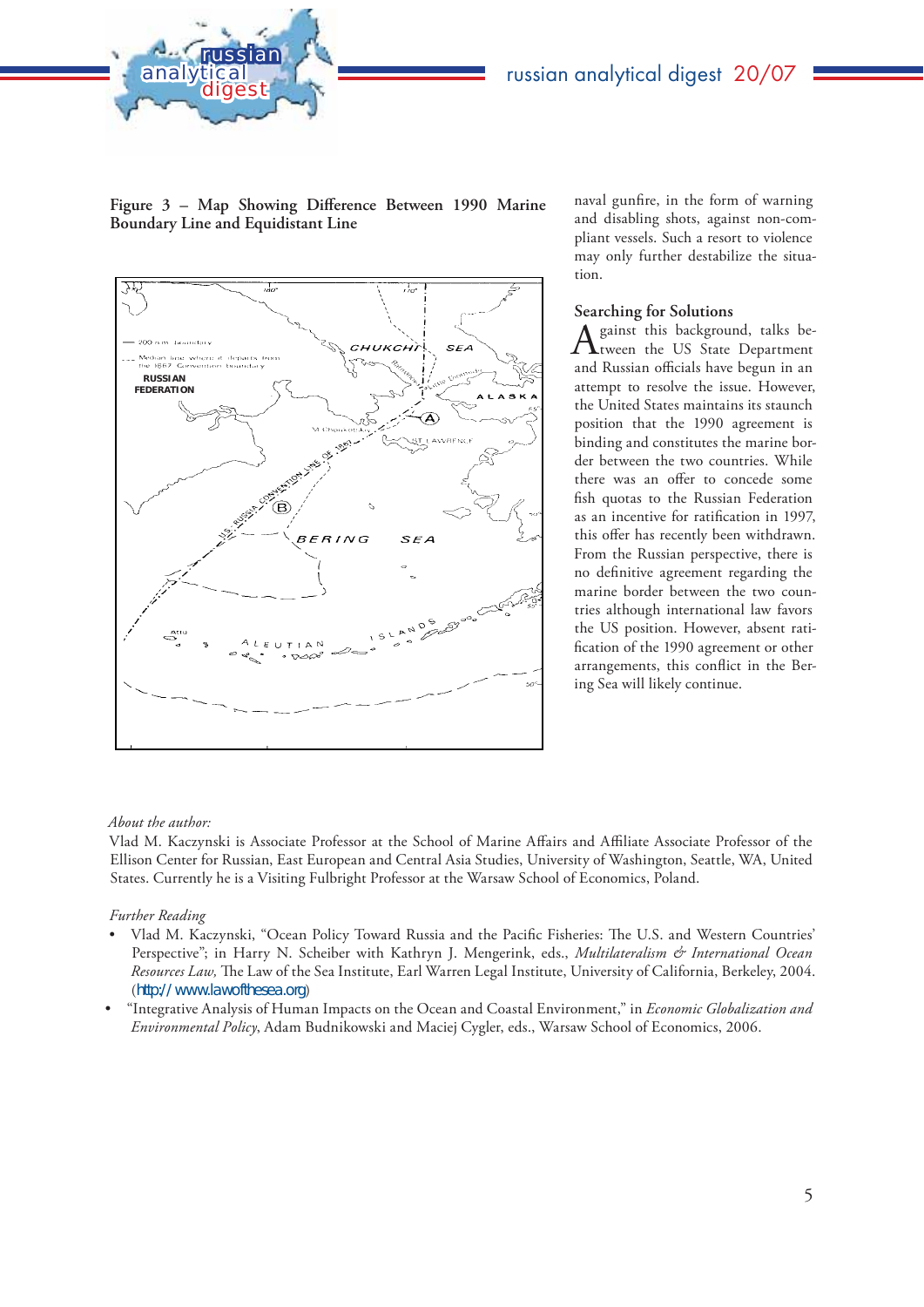**Figure 3 – Map Showing Difference Between 1990 Marine Boundary Line and Equidistant Line**

— 200 n.m. boundary
--- Median line where it departs from the 1867 Convention boundary
RUSSIAN FEDERATION
CHUKCHI SEA
ALASKA
A
ST LAWRENCE
U.S.-RUSSIA CONVENTION LINE OF 1867
B
BERING SEA
ALEUTIAN ISLANDS
Attu

naval gunfire, in the form of warning and disabling shots, against non-compliant vessels. Such a resort to violence may only further destabilize the situation.

## Searching for Solutions

Against this background, talks between the US State Department and Russian officials have begun in an attempt to resolve the issue. However, the United States maintains its staunch position that the 1990 agreement is binding and constitutes the marine border between the two countries. While there was an offer to concede some fish quotas to the Russian Federation as an incentive for ratification in 1997, this offer has recently been withdrawn. From the Russian perspective, there is no definitive agreement regarding the marine border between the two countries although international law favors the US position. However, absent ratification of the 1990 agreement or other arrangements, this conflict in the Bering Sea will likely continue.

*About the author:*

Vlad M. Kaczynski is Associate Professor at the School of Marine Affairs and Affiliate Associate Professor of the Ellison Center for Russian, East European and Central Asia Studies, University of Washington, Seattle, WA, United States. Currently he is a Visiting Fulbright Professor at the Warsaw School of Economics, Poland.

*Further Reading*

- Vlad M. Kaczynski, "Ocean Policy Toward Russia and the Pacific Fisheries: The U.S. and Western Countries' Perspective"; in Harry N. Scheiber with Kathryn J. Mengerink, eds., *Multilateralism & International Ocean Resources Law,* The Law of the Sea Institute, Earl Warren Legal Institute, University of California, Berkeley, 2004. (http://www.lawofthesea.org)
- "Integrative Analysis of Human Impacts on the Ocean and Coastal Environment," in *Economic Globalization and Environmental Policy*, Adam Budnikowski and Maciej Cygler, eds., Warsaw School of Economics, 2006.